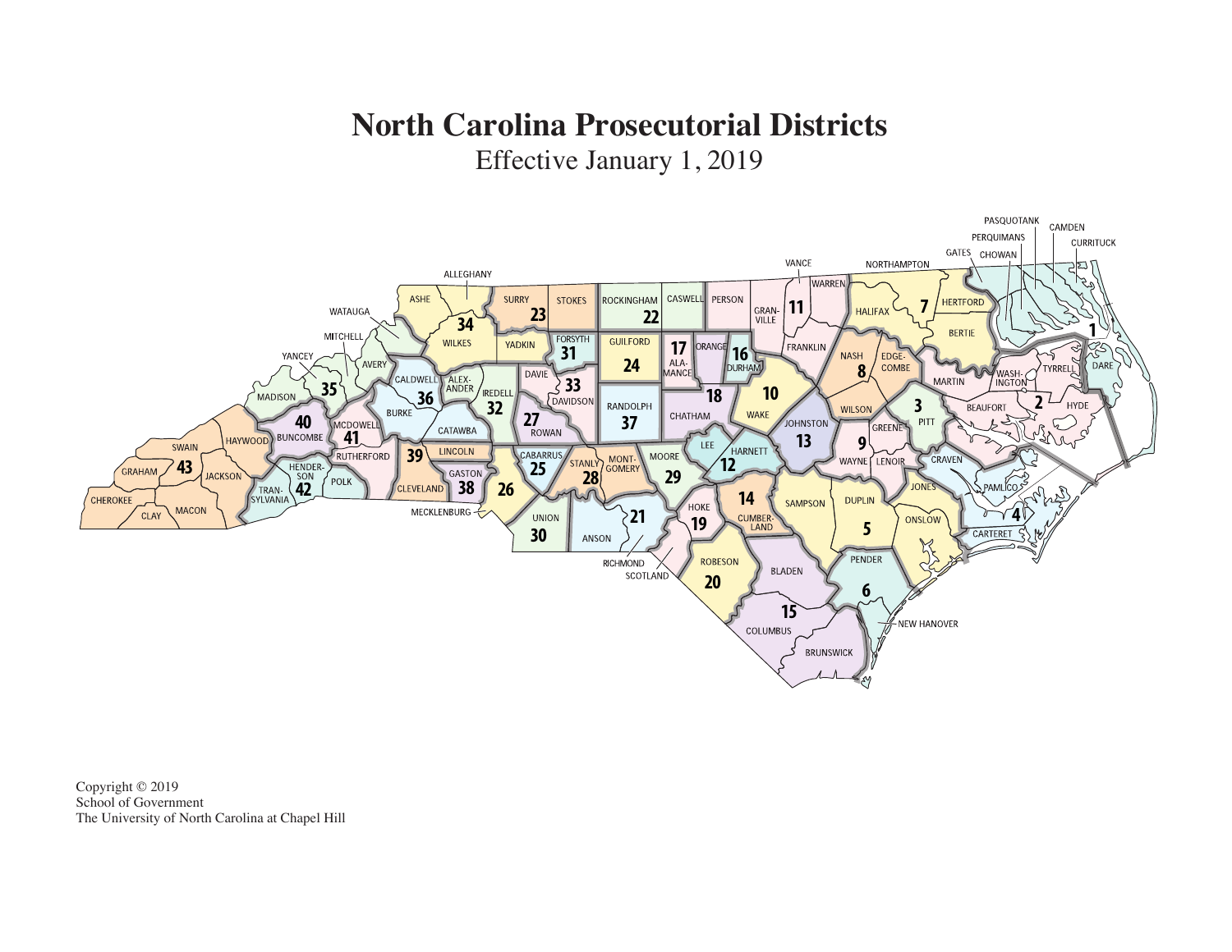# North Carolina Prosecutorial Districts

Effective January 1, 2019

Copyright © 2019
School of Government
The University of North Carolina at Chapel Hill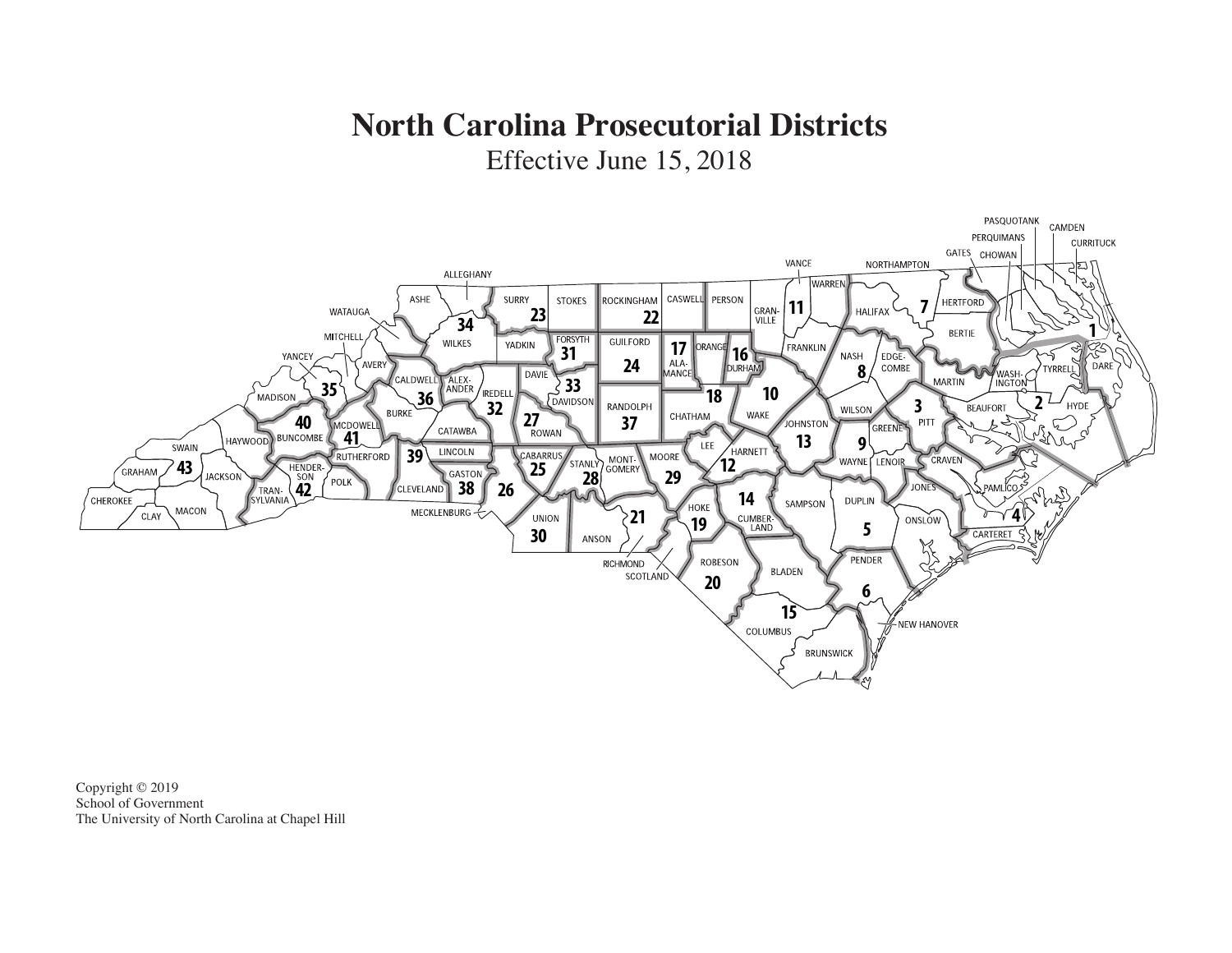# North Carolina Prosecutorial Districts

Effective June 15, 2018

Copyright © 2019
School of Government
The University of North Carolina at Chapel Hill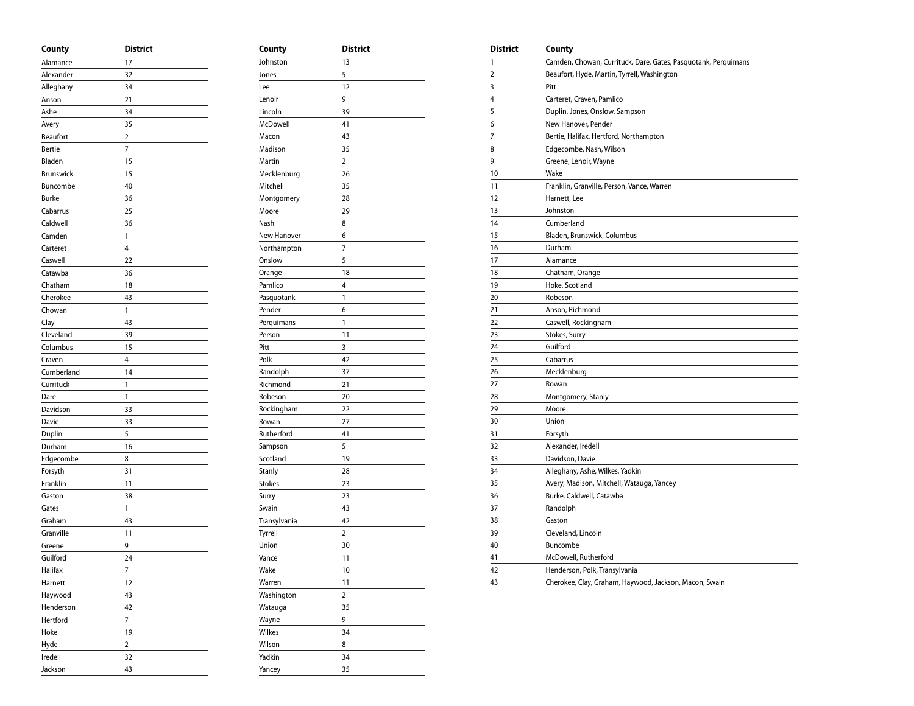| County | District |
|---|---|
| Alamance | 17 |
| Alexander | 32 |
| Alleghany | 34 |
| Anson | 21 |
| Ashe | 34 |
| Avery | 35 |
| Beaufort | 2 |
| Bertie | 7 |
| Bladen | 15 |
| Brunswick | 15 |
| Buncombe | 40 |
| Burke | 36 |
| Cabarrus | 25 |
| Caldwell | 36 |
| Camden | 1 |
| Carteret | 4 |
| Caswell | 22 |
| Catawba | 36 |
| Chatham | 18 |
| Cherokee | 43 |
| Chowan | 1 |
| Clay | 43 |
| Cleveland | 39 |
| Columbus | 15 |
| Craven | 4 |
| Cumberland | 14 |
| Currituck | 1 |
| Dare | 1 |
| Davidson | 33 |
| Davie | 33 |
| Duplin | 5 |
| Durham | 16 |
| Edgecombe | 8 |
| Forsyth | 31 |
| Franklin | 11 |
| Gaston | 38 |
| Gates | 1 |
| Graham | 43 |
| Granville | 11 |
| Greene | 9 |
| Guilford | 24 |
| Halifax | 7 |
| Harnett | 12 |
| Haywood | 43 |
| Henderson | 42 |
| Hertford | 7 |
| Hoke | 19 |
| Hyde | 2 |
| Iredell | 32 |
| Jackson | 43 |

| County | District |
|---|---|
| Johnston | 13 |
| Jones | 5 |
| Lee | 12 |
| Lenoir | 9 |
| Lincoln | 39 |
| McDowell | 41 |
| Macon | 43 |
| Madison | 35 |
| Martin | 2 |
| Mecklenburg | 26 |
| Mitchell | 35 |
| Montgomery | 28 |
| Moore | 29 |
| Nash | 8 |
| New Hanover | 6 |
| Northampton | 7 |
| Onslow | 5 |
| Orange | 18 |
| Pamlico | 4 |
| Pasquotank | 1 |
| Pender | 6 |
| Perquimans | 1 |
| Person | 11 |
| Pitt | 3 |
| Polk | 42 |
| Randolph | 37 |
| Richmond | 21 |
| Robeson | 20 |
| Rockingham | 22 |
| Rowan | 27 |
| Rutherford | 41 |
| Sampson | 5 |
| Scotland | 19 |
| Stanly | 28 |
| Stokes | 23 |
| Surry | 23 |
| Swain | 43 |
| Transylvania | 42 |
| Tyrrell | 2 |
| Union | 30 |
| Vance | 11 |
| Wake | 10 |
| Warren | 11 |
| Washington | 2 |
| Watauga | 35 |
| Wayne | 9 |
| Wilkes | 34 |
| Wilson | 8 |
| Yadkin | 34 |
| Yancey | 35 |

| District | County |
|---|---|
| 1 | Camden, Chowan, Currituck, Dare, Gates, Pasquotank, Perquimans |
| 2 | Beaufort, Hyde, Martin, Tyrrell, Washington |
| 3 | Pitt |
| 4 | Carteret, Craven, Pamlico |
| 5 | Duplin, Jones, Onslow, Sampson |
| 6 | New Hanover, Pender |
| 7 | Bertie, Halifax, Hertford, Northampton |
| 8 | Edgecombe, Nash, Wilson |
| 9 | Greene, Lenoir, Wayne |
| 10 | Wake |
| 11 | Franklin, Granville, Person, Vance, Warren |
| 12 | Harnett, Lee |
| 13 | Johnston |
| 14 | Cumberland |
| 15 | Bladen, Brunswick, Columbus |
| 16 | Durham |
| 17 | Alamance |
| 18 | Chatham, Orange |
| 19 | Hoke, Scotland |
| 20 | Robeson |
| 21 | Anson, Richmond |
| 22 | Caswell, Rockingham |
| 23 | Stokes, Surry |
| 24 | Guilford |
| 25 | Cabarrus |
| 26 | Mecklenburg |
| 27 | Rowan |
| 28 | Montgomery, Stanly |
| 29 | Moore |
| 30 | Union |
| 31 | Forsyth |
| 32 | Alexander, Iredell |
| 33 | Davidson, Davie |
| 34 | Alleghany, Ashe, Wilkes, Yadkin |
| 35 | Avery, Madison, Mitchell, Watauga, Yancey |
| 36 | Burke, Caldwell, Catawba |
| 37 | Randolph |
| 38 | Gaston |
| 39 | Cleveland, Lincoln |
| 40 | Buncombe |
| 41 | McDowell, Rutherford |
| 42 | Henderson, Polk, Transylvania |
| 43 | Cherokee, Clay, Graham, Haywood, Jackson, Macon, Swain |